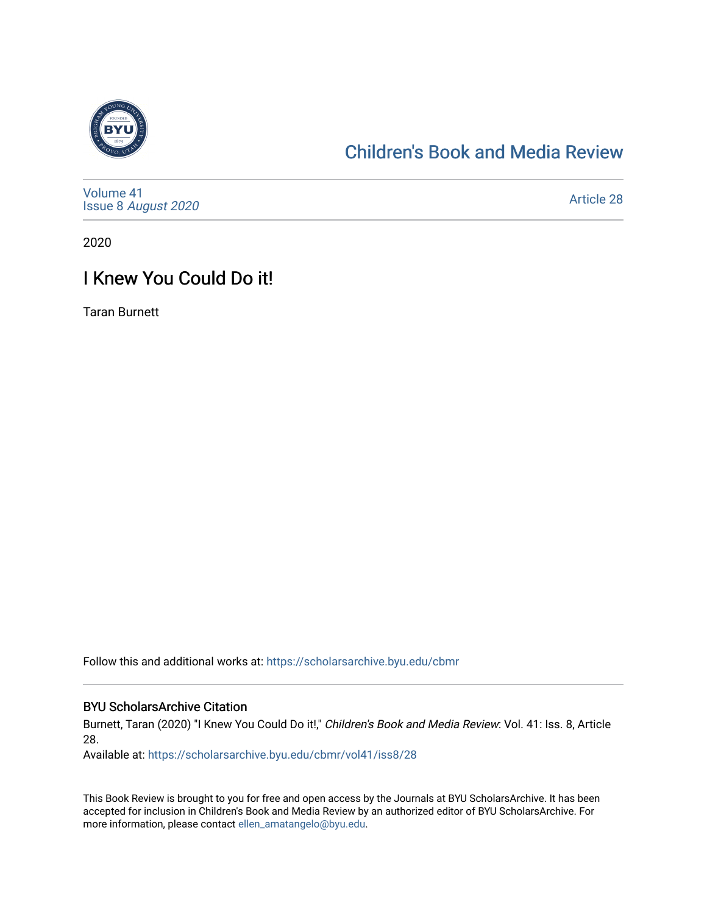## Children's Book and Media Review

Volume 41
Issue 8 *August 2020*

Article 28

2020

# I Knew You Could Do it!

Taran Burnett

Follow this and additional works at: https://scholarsarchive.byu.edu/cbmr

### BYU ScholarsArchive Citation

Burnett, Taran (2020) "I Knew You Could Do it!," *Children's Book and Media Review*: Vol. 41: Iss. 8, Article 28.
Available at: https://scholarsarchive.byu.edu/cbmr/vol41/iss8/28

This Book Review is brought to you for free and open access by the Journals at BYU ScholarsArchive. It has been accepted for inclusion in Children's Book and Media Review by an authorized editor of BYU ScholarsArchive. For more information, please contact ellen_amatangelo@byu.edu.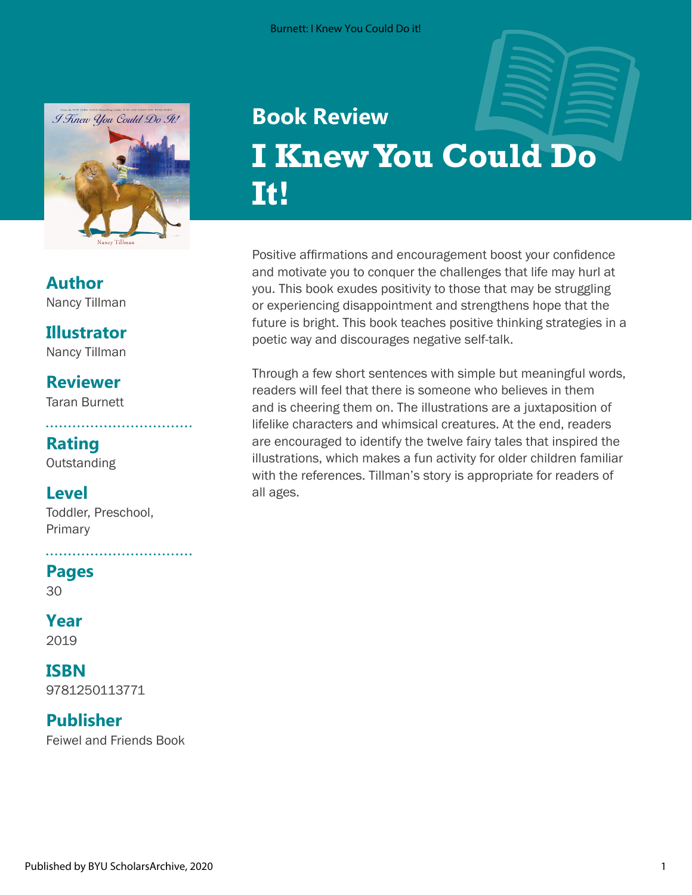## Book Review

# I Knew You Could Do It!

### Author
Nancy Tillman

### Illustrator
Nancy Tillman

### Reviewer
Taran Burnett

### Rating
Outstanding

### Level
Toddler, Preschool, Primary

### Pages
30

### Year
2019

### ISBN
9781250113771

### Publisher
Feiwel and Friends Book

Positive affirmations and encouragement boost your confidence and motivate you to conquer the challenges that life may hurl at you. This book exudes positivity to those that may be struggling or experiencing disappointment and strengthens hope that the future is bright. This book teaches positive thinking strategies in a poetic way and discourages negative self-talk.

Through a few short sentences with simple but meaningful words, readers will feel that there is someone who believes in them and is cheering them on. The illustrations are a juxtaposition of lifelike characters and whimsical creatures. At the end, readers are encouraged to identify the twelve fairy tales that inspired the illustrations, which makes a fun activity for older children familiar with the references. Tillman's story is appropriate for readers of all ages.